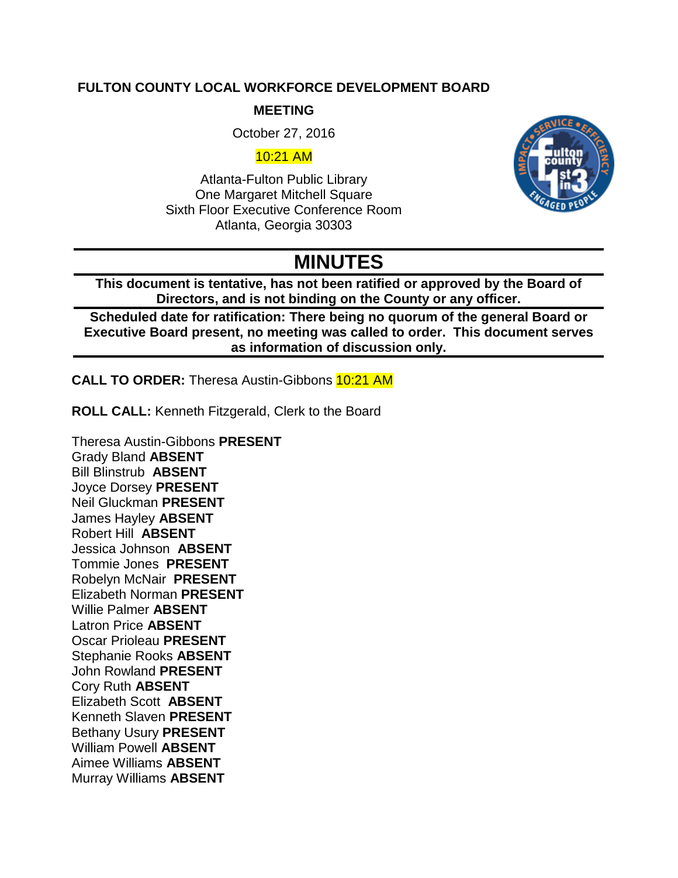**FULTON COUNTY LOCAL WORKFORCE DEVELOPMENT BOARD**

**MEETING**

October 27, 2016

10:21 AM

Atlanta-Fulton Public Library
One Margaret Mitchell Square
Sixth Floor Executive Conference Room
Atlanta, Georgia 30303

# MINUTES

**This document is tentative, has not been ratified or approved by the Board of Directors, and is not binding on the County or any officer.**

**Scheduled date for ratification: There being no quorum of the general Board or Executive Board present, no meeting was called to order. This document serves as information of discussion only.**

**CALL TO ORDER:** Theresa Austin-Gibbons 10:21 AM

**ROLL CALL:** Kenneth Fitzgerald, Clerk to the Board

Theresa Austin-Gibbons **PRESENT**
Grady Bland **ABSENT**
Bill Blinstrub **ABSENT**
Joyce Dorsey **PRESENT**
Neil Gluckman **PRESENT**
James Hayley **ABSENT**
Robert Hill **ABSENT**
Jessica Johnson **ABSENT**
Tommie Jones **PRESENT**
Robelyn McNair **PRESENT**
Elizabeth Norman **PRESENT**
Willie Palmer **ABSENT**
Latron Price **ABSENT**
Oscar Prioleau **PRESENT**
Stephanie Rooks **ABSENT**
John Rowland **PRESENT**
Cory Ruth **ABSENT**
Elizabeth Scott **ABSENT**
Kenneth Slaven **PRESENT**
Bethany Usury **PRESENT**
William Powell **ABSENT**
Aimee Williams **ABSENT**
Murray Williams **ABSENT**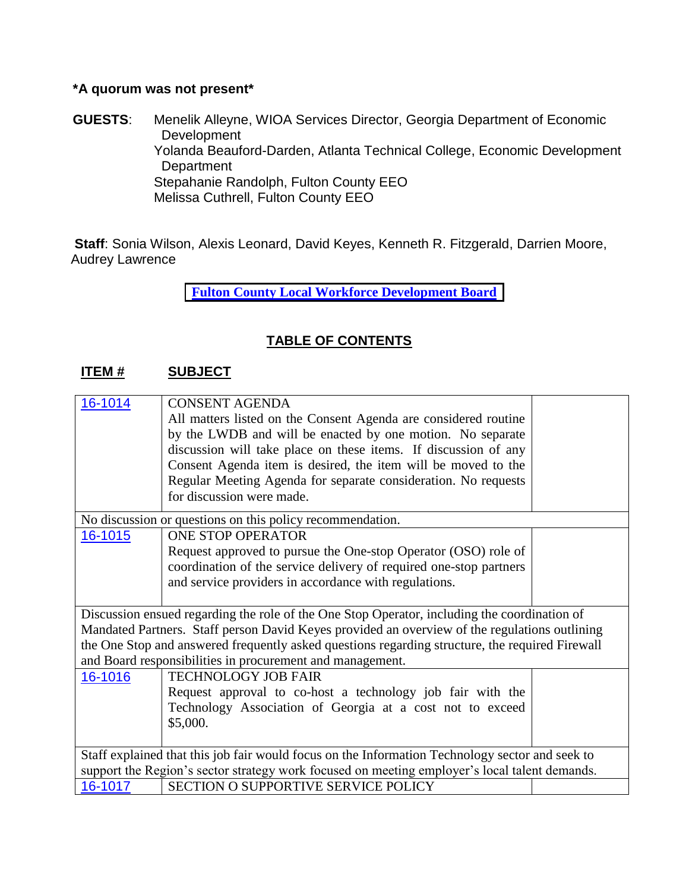**\*A quorum was not present\***

**GUESTS**: Menelik Alleyne, WIOA Services Director, Georgia Department of Economic Development
Yolanda Beauford-Darden, Atlanta Technical College, Economic Development Department
Stepahanie Randolph, Fulton County EEO
Melissa Cuthrell, Fulton County EEO

**Staff**: Sonia Wilson, Alexis Leonard, David Keyes, Kenneth R. Fitzgerald, Darrien Moore, Audrey Lawrence

**Fulton County Local Workforce Development Board**

## TABLE OF CONTENTS

| ITEM # | SUBJECT | |
|---|---|---|
| 16-1014 | CONSENT AGENDA<br>All matters listed on the Consent Agenda are considered routine by the LWDB and will be enacted by one motion. No separate discussion will take place on these items. If discussion of any Consent Agenda item is desired, the item will be moved to the Regular Meeting Agenda for separate consideration. No requests for discussion were made. | |
| No discussion or questions on this policy recommendation. | | |
| 16-1015 | ONE STOP OPERATOR<br>Request approved to pursue the One-stop Operator (OSO) role of coordination of the service delivery of required one-stop partners and service providers in accordance with regulations. | |
| Discussion ensued regarding the role of the One Stop Operator, including the coordination of Mandated Partners. Staff person David Keyes provided an overview of the regulations outlining the One Stop and answered frequently asked questions regarding structure, the required Firewall and Board responsibilities in procurement and management. | | |
| 16-1016 | TECHNOLOGY JOB FAIR<br>Request approval to co-host a technology job fair with the Technology Association of Georgia at a cost not to exceed $5,000. | |
| Staff explained that this job fair would focus on the Information Technology sector and seek to support the Region's sector strategy work focused on meeting employer's local talent demands. | | |
| 16-1017 | SECTION O SUPPORTIVE SERVICE POLICY | |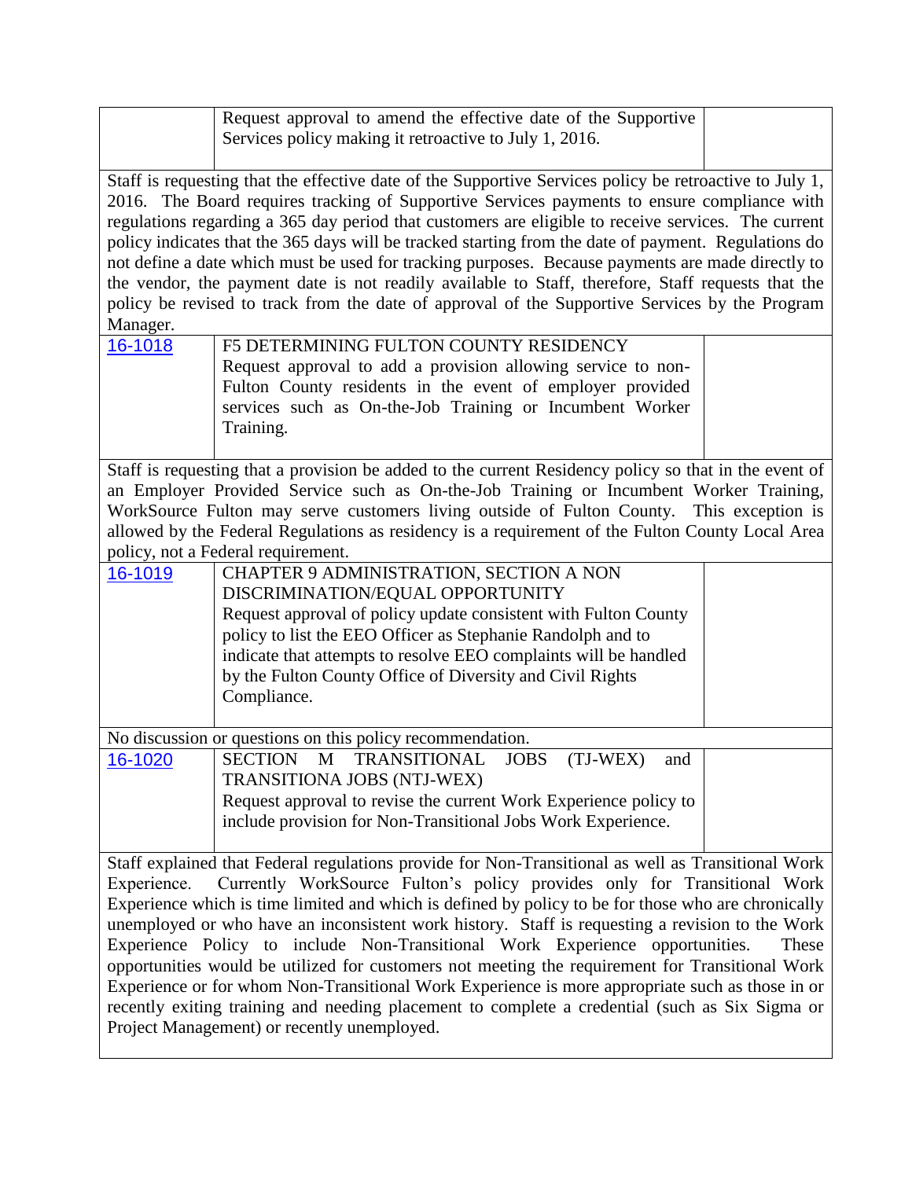| | | |
|---|---|---|
| | Request approval to amend the effective date of the Supportive Services policy making it retroactive to July 1, 2016. | |

Staff is requesting that the effective date of the Supportive Services policy be retroactive to July 1, 2016. The Board requires tracking of Supportive Services payments to ensure compliance with regulations regarding a 365 day period that customers are eligible to receive services. The current policy indicates that the 365 days will be tracked starting from the date of payment. Regulations do not define a date which must be used for tracking purposes. Because payments are made directly to the vendor, the payment date is not readily available to Staff, therefore, Staff requests that the policy be revised to track from the date of approval of the Supportive Services by the Program Manager.

| | | |
|---|---|---|
| 16-1018 | F5 DETERMINING FULTON COUNTY RESIDENCY<br>Request approval to add a provision allowing service to non-Fulton County residents in the event of employer provided services such as On-the-Job Training or Incumbent Worker Training. | |

Staff is requesting that a provision be added to the current Residency policy so that in the event of an Employer Provided Service such as On-the-Job Training or Incumbent Worker Training, WorkSource Fulton may serve customers living outside of Fulton County. This exception is allowed by the Federal Regulations as residency is a requirement of the Fulton County Local Area policy, not a Federal requirement.

| | | |
|---|---|---|
| 16-1019 | CHAPTER 9 ADMINISTRATION, SECTION A NON DISCRIMINATION/EQUAL OPPORTUNITY<br>Request approval of policy update consistent with Fulton County policy to list the EEO Officer as Stephanie Randolph and to indicate that attempts to resolve EEO complaints will be handled by the Fulton County Office of Diversity and Civil Rights Compliance. | |

No discussion or questions on this policy recommendation.

| | | |
|---|---|---|
| 16-1020 | SECTION M TRANSITIONAL JOBS (TJ-WEX) and TRANSITIONA JOBS (NTJ-WEX)<br>Request approval to revise the current Work Experience policy to include provision for Non-Transitional Jobs Work Experience. | |

Staff explained that Federal regulations provide for Non-Transitional as well as Transitional Work Experience. Currently WorkSource Fulton's policy provides only for Transitional Work Experience which is time limited and which is defined by policy to be for those who are chronically unemployed or who have an inconsistent work history. Staff is requesting a revision to the Work Experience Policy to include Non-Transitional Work Experience opportunities. These opportunities would be utilized for customers not meeting the requirement for Transitional Work Experience or for whom Non-Transitional Work Experience is more appropriate such as those in or recently exiting training and needing placement to complete a credential (such as Six Sigma or Project Management) or recently unemployed.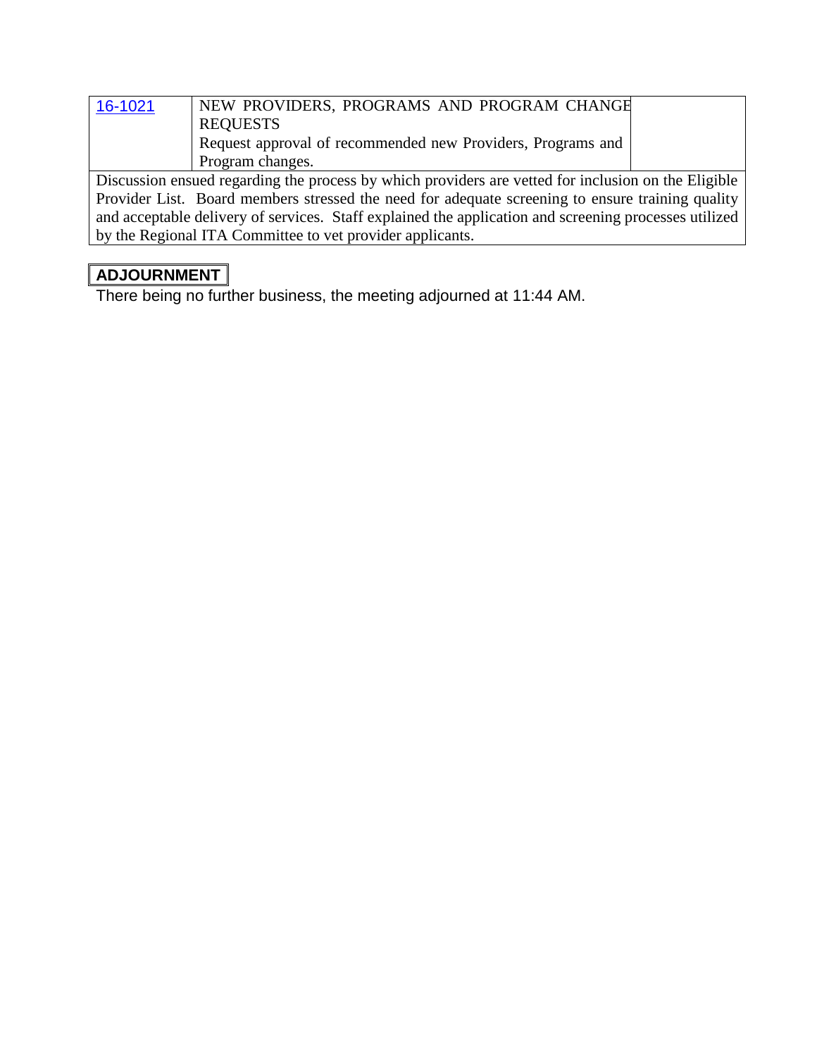| | | |
|---|---|---|
| 16-1021 | NEW PROVIDERS, PROGRAMS AND PROGRAM CHANGE REQUESTS<br>Request approval of recommended new Providers, Programs and Program changes. | |
| Discussion ensued regarding the process by which providers are vetted for inclusion on the Eligible Provider List. Board members stressed the need for adequate screening to ensure training quality and acceptable delivery of services. Staff explained the application and screening processes utilized by the Regional ITA Committee to vet provider applicants. | | |

## ADJOURNMENT

There being no further business, the meeting adjourned at 11:44 AM.